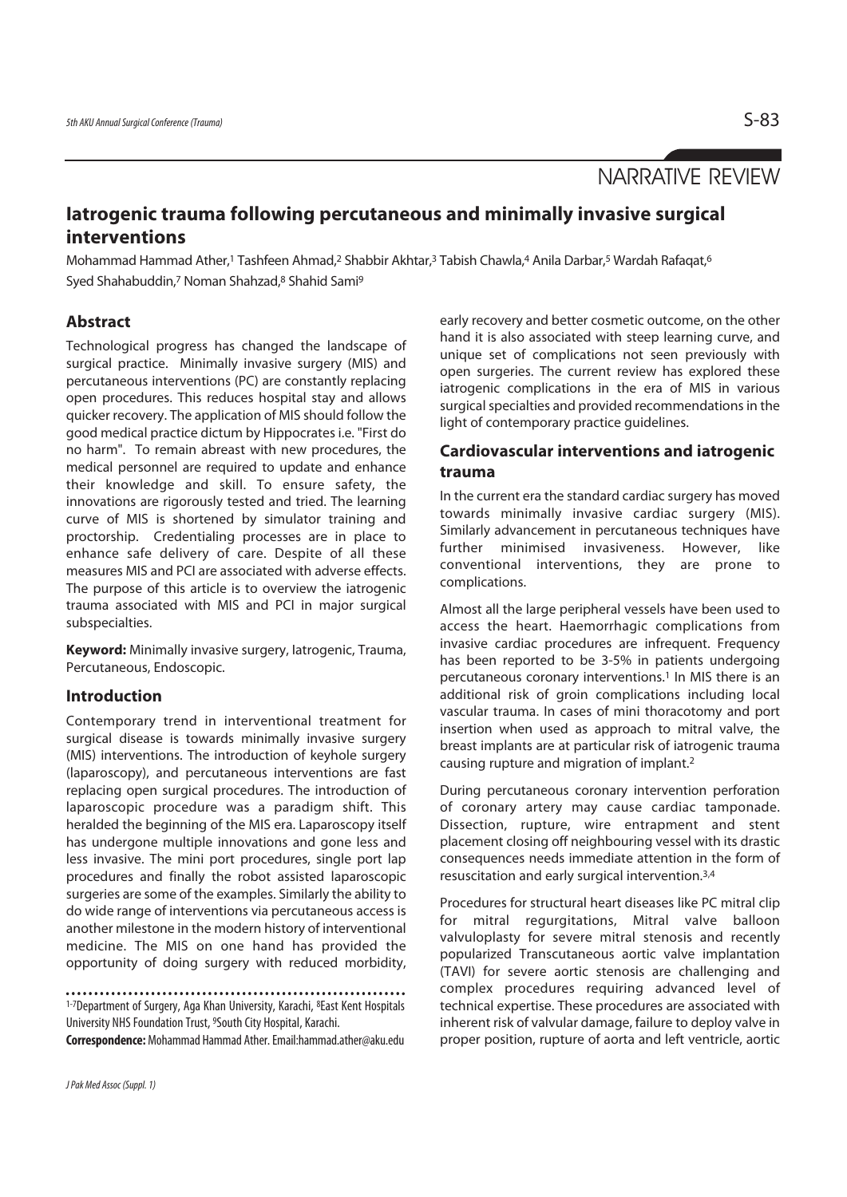NARRATIVE REVIEW

# Iatrogenic trauma following percutaneous and minimally invasive surgical interventions

Mohammad Hammad Ather,[1] Tashfeen Ahmad,[2] Shabbir Akhtar,[3] Tabish Chawla,[4] Anila Darbar,[5] Wardah Rafaqat,[6] Syed Shahabuddin,[7] Noman Shahzad,[8] Shahid Sami[9]

## Abstract

Technological progress has changed the landscape of surgical practice. Minimally invasive surgery (MIS) and percutaneous interventions (PC) are constantly replacing open procedures. This reduces hospital stay and allows quicker recovery. The application of MIS should follow the good medical practice dictum by Hippocrates i.e. "First do no harm". To remain abreast with new procedures, the medical personnel are required to update and enhance their knowledge and skill. To ensure safety, the innovations are rigorously tested and tried. The learning curve of MIS is shortened by simulator training and proctorship. Credentialing processes are in place to enhance safe delivery of care. Despite of all these measures MIS and PCI are associated with adverse effects. The purpose of this article is to overview the iatrogenic trauma associated with MIS and PCI in major surgical subspecialties.

**Keyword:** Minimally invasive surgery, Iatrogenic, Trauma, Percutaneous, Endoscopic.

## Introduction

Contemporary trend in interventional treatment for surgical disease is towards minimally invasive surgery (MIS) interventions. The introduction of keyhole surgery (laparoscopy), and percutaneous interventions are fast replacing open surgical procedures. The introduction of laparoscopic procedure was a paradigm shift. This heralded the beginning of the MIS era. Laparoscopy itself has undergone multiple innovations and gone less and less invasive. The mini port procedures, single port lap procedures and finally the robot assisted laparoscopic surgeries are some of the examples. Similarly the ability to do wide range of interventions via percutaneous access is another milestone in the modern history of interventional medicine. The MIS on one hand has provided the opportunity of doing surgery with reduced morbidity, early recovery and better cosmetic outcome, on the other hand it is also associated with steep learning curve, and unique set of complications not seen previously with open surgeries. The current review has explored these iatrogenic complications in the era of MIS in various surgical specialties and provided recommendations in the light of contemporary practice guidelines.

[1-7]Department of Surgery, Aga Khan University, Karachi, [8]East Kent Hospitals University NHS Foundation Trust, [9]South City Hospital, Karachi.

**Correspondence:** Mohammad Hammad Ather. Email:hammad.ather@aku.edu

## Cardiovascular interventions and iatrogenic trauma

In the current era the standard cardiac surgery has moved towards minimally invasive cardiac surgery (MIS). Similarly advancement in percutaneous techniques have further minimised invasiveness. However, like conventional interventions, they are prone to complications.

Almost all the large peripheral vessels have been used to access the heart. Haemorrhagic complications from invasive cardiac procedures are infrequent. Frequency has been reported to be 3-5% in patients undergoing percutaneous coronary interventions.[1] In MIS there is an additional risk of groin complications including local vascular trauma. In cases of mini thoracotomy and port insertion when used as approach to mitral valve, the breast implants are at particular risk of iatrogenic trauma causing rupture and migration of implant.[2]

During percutaneous coronary intervention perforation of coronary artery may cause cardiac tamponade. Dissection, rupture, wire entrapment and stent placement closing off neighbouring vessel with its drastic consequences needs immediate attention in the form of resuscitation and early surgical intervention.[3,4]

Procedures for structural heart diseases like PC mitral clip for mitral regurgitations, Mitral valve balloon valvuloplasty for severe mitral stenosis and recently popularized Transcutaneous aortic valve implantation (TAVI) for severe aortic stenosis are challenging and complex procedures requiring advanced level of technical expertise. These procedures are associated with inherent risk of valvular damage, failure to deploy valve in proper position, rupture of aorta and left ventricle, aortic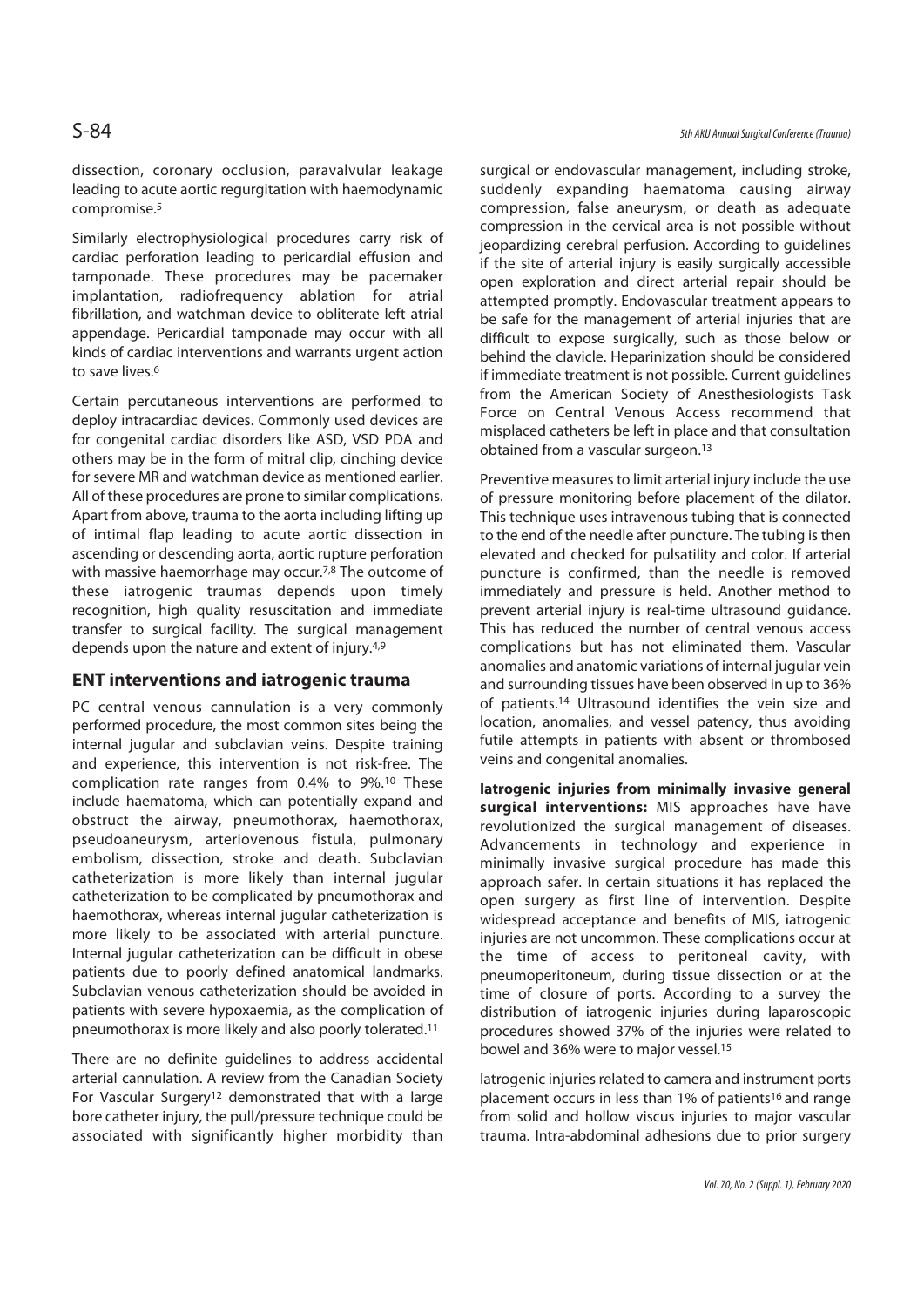dissection, coronary occlusion, paravalvular leakage leading to acute aortic regurgitation with haemodynamic compromise.[5]

Similarly electrophysiological procedures carry risk of cardiac perforation leading to pericardial effusion and tamponade. These procedures may be pacemaker implantation, radiofrequency ablation for atrial fibrillation, and watchman device to obliterate left atrial appendage. Pericardial tamponade may occur with all kinds of cardiac interventions and warrants urgent action to save lives.[6]

Certain percutaneous interventions are performed to deploy intracardiac devices. Commonly used devices are for congenital cardiac disorders like ASD, VSD PDA and others may be in the form of mitral clip, cinching device for severe MR and watchman device as mentioned earlier. All of these procedures are prone to similar complications. Apart from above, trauma to the aorta including lifting up of intimal flap leading to acute aortic dissection in ascending or descending aorta, aortic rupture perforation with massive haemorrhage may occur.[7,8] The outcome of these iatrogenic traumas depends upon timely recognition, high quality resuscitation and immediate transfer to surgical facility. The surgical management depends upon the nature and extent of injury.[4,9]

## ENT interventions and iatrogenic trauma

PC central venous cannulation is a very commonly performed procedure, the most common sites being the internal jugular and subclavian veins. Despite training and experience, this intervention is not risk-free. The complication rate ranges from 0.4% to 9%.[10] These include haematoma, which can potentially expand and obstruct the airway, pneumothorax, haemothorax, pseudoaneurysm, arteriovenous fistula, pulmonary embolism, dissection, stroke and death. Subclavian catheterization is more likely than internal jugular catheterization to be complicated by pneumothorax and haemothorax, whereas internal jugular catheterization is more likely to be associated with arterial puncture. Internal jugular catheterization can be difficult in obese patients due to poorly defined anatomical landmarks. Subclavian venous catheterization should be avoided in patients with severe hypoxaemia, as the complication of pneumothorax is more likely and also poorly tolerated.[11]

There are no definite guidelines to address accidental arterial cannulation. A review from the Canadian Society For Vascular Surgery[12] demonstrated that with a large bore catheter injury, the pull/pressure technique could be associated with significantly higher morbidity than surgical or endovascular management, including stroke, suddenly expanding haematoma causing airway compression, false aneurysm, or death as adequate compression in the cervical area is not possible without jeopardizing cerebral perfusion. According to guidelines if the site of arterial injury is easily surgically accessible open exploration and direct arterial repair should be attempted promptly. Endovascular treatment appears to be safe for the management of arterial injuries that are difficult to expose surgically, such as those below or behind the clavicle. Heparinization should be considered if immediate treatment is not possible. Current guidelines from the American Society of Anesthesiologists Task Force on Central Venous Access recommend that misplaced catheters be left in place and that consultation obtained from a vascular surgeon.[13]

Preventive measures to limit arterial injury include the use of pressure monitoring before placement of the dilator. This technique uses intravenous tubing that is connected to the end of the needle after puncture. The tubing is then elevated and checked for pulsatility and color. If arterial puncture is confirmed, than the needle is removed immediately and pressure is held. Another method to prevent arterial injury is real-time ultrasound guidance. This has reduced the number of central venous access complications but has not eliminated them. Vascular anomalies and anatomic variations of internal jugular vein and surrounding tissues have been observed in up to 36% of patients.[14] Ultrasound identifies the vein size and location, anomalies, and vessel patency, thus avoiding futile attempts in patients with absent or thrombosed veins and congenital anomalies.

**Iatrogenic injuries from minimally invasive general surgical interventions:** MIS approaches have have revolutionized the surgical management of diseases. Advancements in technology and experience in minimally invasive surgical procedure has made this approach safer. In certain situations it has replaced the open surgery as first line of intervention. Despite widespread acceptance and benefits of MIS, iatrogenic injuries are not uncommon. These complications occur at the time of access to peritoneal cavity, with pneumoperitoneum, during tissue dissection or at the time of closure of ports. According to a survey the distribution of iatrogenic injuries during laparoscopic procedures showed 37% of the injuries were related to bowel and 36% were to major vessel.[15]

Iatrogenic injuries related to camera and instrument ports placement occurs in less than 1% of patients[16] and range from solid and hollow viscus injuries to major vascular trauma. Intra-abdominal adhesions due to prior surgery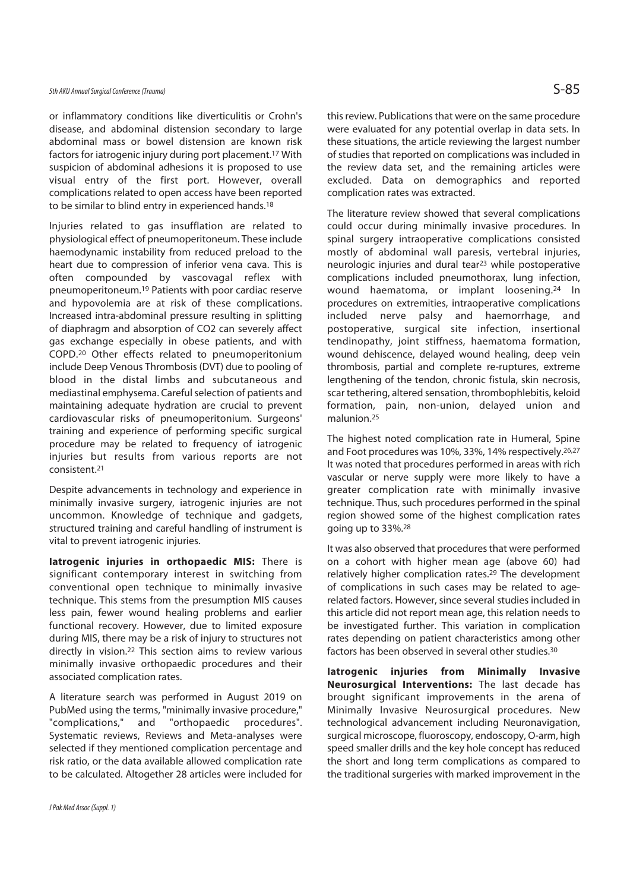or inflammatory conditions like diverticulitis or Crohn's disease, and abdominal distension secondary to large abdominal mass or bowel distension are known risk factors for iatrogenic injury during port placement.[17] With suspicion of abdominal adhesions it is proposed to use visual entry of the first port. However, overall complications related to open access have been reported to be similar to blind entry in experienced hands.[18]

Injuries related to gas insufflation are related to physiological effect of pneumoperitoneum. These include haemodynamic instability from reduced preload to the heart due to compression of inferior vena cava. This is often compounded by vascovagal reflex with pneumoperitoneum.[19] Patients with poor cardiac reserve and hypovolemia are at risk of these complications. Increased intra-abdominal pressure resulting in splitting of diaphragm and absorption of $CO_2$ can severely affect gas exchange especially in obese patients, and with COPD.[20] Other effects related to pneumoperitonium include Deep Venous Thrombosis (DVT) due to pooling of blood in the distal limbs and subcutaneous and mediastinal emphysema. Careful selection of patients and maintaining adequate hydration are crucial to prevent cardiovascular risks of pneumoperitonium. Surgeons' training and experience of performing specific surgical procedure may be related to frequency of iatrogenic injuries but results from various reports are not consistent.[21]

Despite advancements in technology and experience in minimally invasive surgery, iatrogenic injuries are not uncommon. Knowledge of technique and gadgets, structured training and careful handling of instrument is vital to prevent iatrogenic injuries.

**Iatrogenic injuries in orthopaedic MIS:** There is significant contemporary interest in switching from conventional open technique to minimally invasive technique. This stems from the presumption MIS causes less pain, fewer wound healing problems and earlier functional recovery. However, due to limited exposure during MIS, there may be a risk of injury to structures not directly in vision.[22] This section aims to review various minimally invasive orthopaedic procedures and their associated complication rates.

A literature search was performed in August 2019 on PubMed using the terms, "minimally invasive procedure," "complications," and "orthopaedic procedures". Systematic reviews, Reviews and Meta-analyses were selected if they mentioned complication percentage and risk ratio, or the data available allowed complication rate to be calculated. Altogether 28 articles were included for this review. Publications that were on the same procedure were evaluated for any potential overlap in data sets. In these situations, the article reviewing the largest number of studies that reported on complications was included in the review data set, and the remaining articles were excluded. Data on demographics and reported complication rates was extracted.

The literature review showed that several complications could occur during minimally invasive procedures. In spinal surgery intraoperative complications consisted mostly of abdominal wall paresis, vertebral injuries, neurologic injuries and dural tear[23] while postoperative complications included pneumothorax, lung infection, wound haematoma, or implant loosening.[24] In procedures on extremities, intraoperative complications included nerve palsy and haemorrhage, and postoperative, surgical site infection, insertional tendinopathy, joint stiffness, haematoma formation, wound dehiscence, delayed wound healing, deep vein thrombosis, partial and complete re-ruptures, extreme lengthening of the tendon, chronic fistula, skin necrosis, scar tethering, altered sensation, thrombophlebitis, keloid formation, pain, non-union, delayed union and malunion.[25]

The highest noted complication rate in Humeral, Spine and Foot procedures was 10%, 33%, 14% respectively.[26,27] It was noted that procedures performed in areas with rich vascular or nerve supply were more likely to have a greater complication rate with minimally invasive technique. Thus, such procedures performed in the spinal region showed some of the highest complication rates going up to 33%.[28]

It was also observed that procedures that were performed on a cohort with higher mean age (above 60) had relatively higher complication rates.[29] The development of complications in such cases may be related to age-related factors. However, since several studies included in this article did not report mean age, this relation needs to be investigated further. This variation in complication rates depending on patient characteristics among other factors has been observed in several other studies.[30]

**Iatrogenic injuries from Minimally Invasive Neurosurgical Interventions:** The last decade has brought significant improvements in the arena of Minimally Invasive Neurosurgical procedures. New technological advancement including Neuronavigation, surgical microscope, fluoroscopy, endoscopy, O-arm, high speed smaller drills and the key hole concept has reduced the short and long term complications as compared to the traditional surgeries with marked improvement in the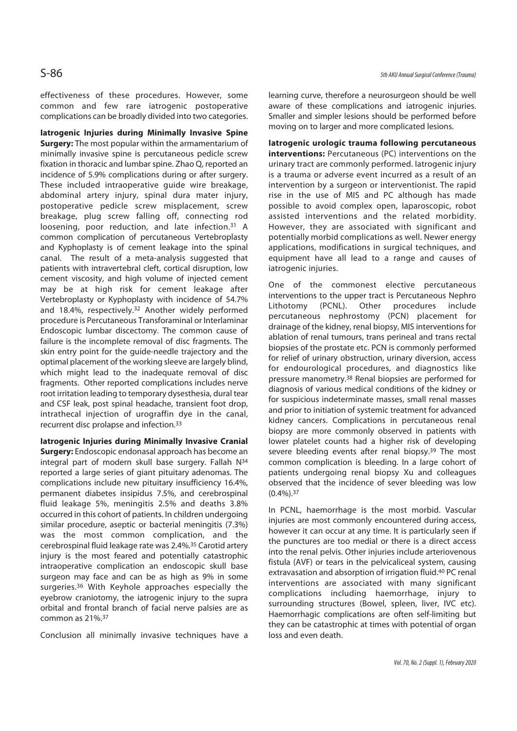effectiveness of these procedures. However, some common and few rare iatrogenic postoperative complications can be broadly divided into two categories.

**Iatrogenic Injuries during Minimally Invasive Spine Surgery:** The most popular within the armamentarium of minimally invasive spine is percutaneous pedicle screw fixation in thoracic and lumbar spine. Zhao Q, reported an incidence of 5.9% complications during or after surgery. These included intraoperative guide wire breakage, abdominal artery injury, spinal dura mater injury, postoperative pedicle screw misplacement, screw breakage, plug screw falling off, connecting rod loosening, poor reduction, and late infection.[31] A common complication of percutaneous Vertebroplasty and Kyphoplasty is of cement leakage into the spinal canal. The result of a meta-analysis suggested that patients with intravertebral cleft, cortical disruption, low cement viscosity, and high volume of injected cement may be at high risk for cement leakage after Vertebroplasty or Kyphoplasty with incidence of 54.7% and 18.4%, respectively.[32] Another widely performed procedure is Percutaneous Transforaminal or Interlaminar Endoscopic lumbar discectomy. The common cause of failure is the incomplete removal of disc fragments. The skin entry point for the guide-needle trajectory and the optimal placement of the working sleeve are largely blind, which might lead to the inadequate removal of disc fragments. Other reported complications includes nerve root irritation leading to temporary dysesthesia, dural tear and CSF leak, post spinal headache, transient foot drop, intrathecal injection of urograffin dye in the canal, recurrent disc prolapse and infection.[33]

**Iatrogenic Injuries during Minimally Invasive Cranial Surgery:** Endoscopic endonasal approach has become an integral part of modern skull base surgery. Fallah N[34] reported a large series of giant pituitary adenomas. The complications include new pituitary insufficiency 16.4%, permanent diabetes insipidus 7.5%, and cerebrospinal fluid leakage 5%, meningitis 2.5% and deaths 3.8% occurred in this cohort of patients. In children undergoing similar procedure, aseptic or bacterial meningitis (7.3%) was the most common complication, and the cerebrospinal fluid leakage rate was 2.4%.[35] Carotid artery injury is the most feared and potentially catastrophic intraoperative complication an endoscopic skull base surgeon may face and can be as high as 9% in some surgeries.[36] With Keyhole approaches especially the eyebrow craniotomy, the iatrogenic injury to the supra orbital and frontal branch of facial nerve palsies are as common as 21%.[37]

Conclusion all minimally invasive techniques have a learning curve, therefore a neurosurgeon should be well aware of these complications and iatrogenic injuries. Smaller and simpler lesions should be performed before moving on to larger and more complicated lesions.

**Iatrogenic urologic trauma following percutaneous interventions:** Percutaneous (PC) interventions on the urinary tract are commonly performed. Iatrogenic injury is a trauma or adverse event incurred as a result of an intervention by a surgeon or interventionist. The rapid rise in the use of MIS and PC although has made possible to avoid complex open, laparoscopic, robot assisted interventions and the related morbidity. However, they are associated with significant and potentially morbid complications as well. Newer energy applications, modifications in surgical techniques, and equipment have all lead to a range and causes of iatrogenic injuries.

One of the commonest elective percutaneous interventions to the upper tract is Percutaneous Nephro Lithotomy (PCNL). Other procedures include percutaneous nephrostomy (PCN) placement for drainage of the kidney, renal biopsy, MIS interventions for ablation of renal tumours, trans perineal and trans rectal biopsies of the prostate etc. PCN is commonly performed for relief of urinary obstruction, urinary diversion, access for endourological procedures, and diagnostics like pressure manometry.[38] Renal biopsies are performed for diagnosis of various medical conditions of the kidney or for suspicious indeterminate masses, small renal masses and prior to initiation of systemic treatment for advanced kidney cancers. Complications in percutaneous renal biopsy are more commonly observed in patients with lower platelet counts had a higher risk of developing severe bleeding events after renal biopsy.[39] The most common complication is bleeding. In a large cohort of patients undergoing renal biopsy Xu and colleagues observed that the incidence of sever bleeding was low (0.4%).[37]

In PCNL, haemorrhage is the most morbid. Vascular injuries are most commonly encountered during access, however it can occur at any time. It is particularly seen if the punctures are too medial or there is a direct access into the renal pelvis. Other injuries include arteriovenous fistula (AVF) or tears in the pelvicaliceal system, causing extravasation and absorption of irrigation fluid.[40] PC renal interventions are associated with many significant complications including haemorrhage, injury to surrounding structures (Bowel, spleen, liver, IVC etc). Haemorrhagic complications are often self-limiting but they can be catastrophic at times with potential of organ loss and even death.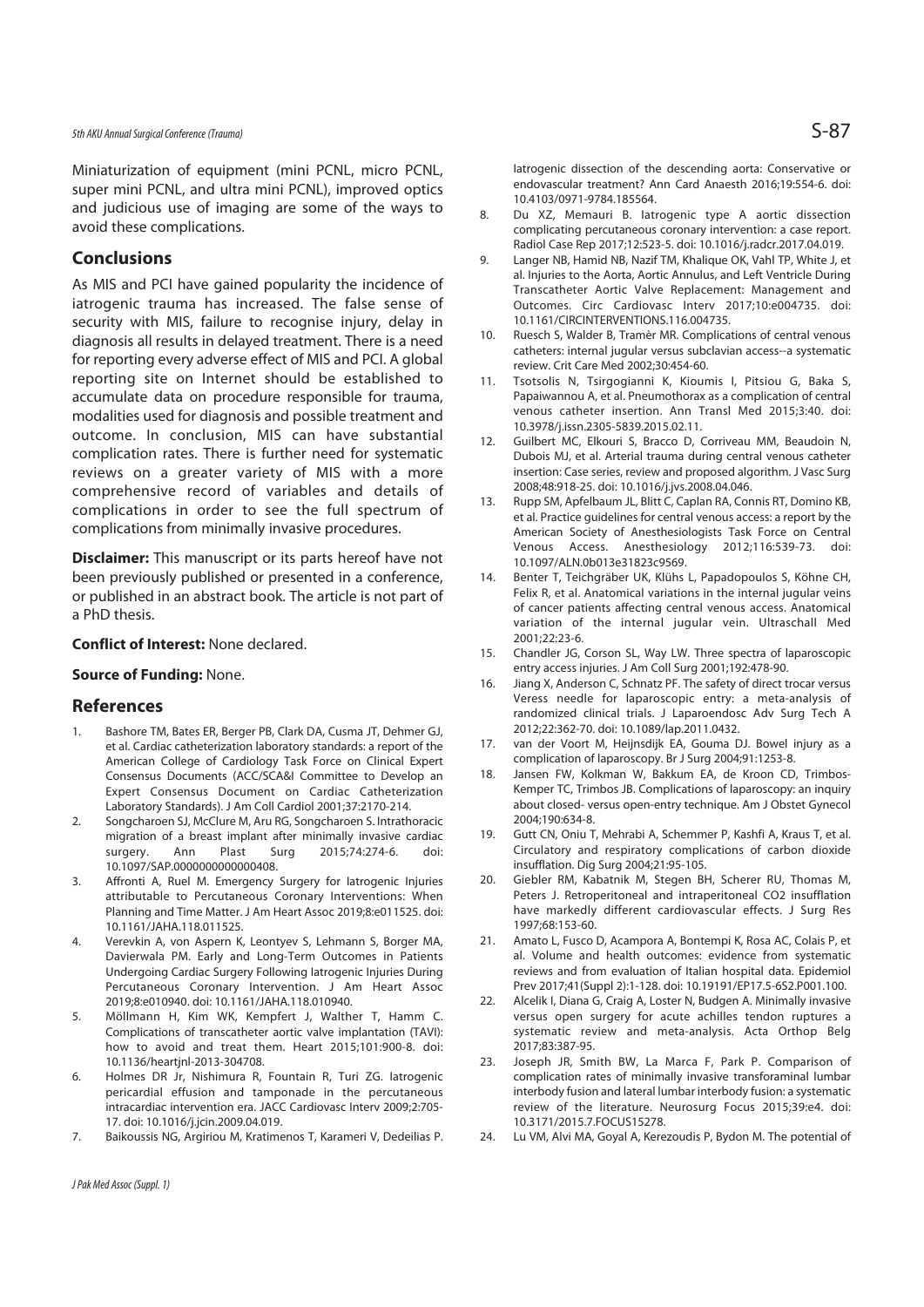Miniaturization of equipment (mini PCNL, micro PCNL, super mini PCNL, and ultra mini PCNL), improved optics and judicious use of imaging are some of the ways to avoid these complications.

## Conclusions

As MIS and PCI have gained popularity the incidence of iatrogenic trauma has increased. The false sense of security with MIS, failure to recognise injury, delay in diagnosis all results in delayed treatment. There is a need for reporting every adverse effect of MIS and PCI. A global reporting site on Internet should be established to accumulate data on procedure responsible for trauma, modalities used for diagnosis and possible treatment and outcome. In conclusion, MIS can have substantial complication rates. There is further need for systematic reviews on a greater variety of MIS with a more comprehensive record of variables and details of complications in order to see the full spectrum of complications from minimally invasive procedures.

**Disclaimer:** This manuscript or its parts hereof have not been previously published or presented in a conference, or published in an abstract book. The article is not part of a PhD thesis.

**Conflict of Interest:** None declared.

**Source of Funding:** None.

## References

1. Bashore TM, Bates ER, Berger PB, Clark DA, Cusma JT, Dehmer GJ, et al. Cardiac catheterization laboratory standards: a report of the American College of Cardiology Task Force on Clinical Expert Consensus Documents (ACC/SCA&I Committee to Develop an Expert Consensus Document on Cardiac Catheterization Laboratory Standards). J Am Coll Cardiol 2001;37:2170-214.
2. Songcharoen SJ, McClure M, Aru RG, Songcharoen S. Intrathoracic migration of a breast implant after minimally invasive cardiac surgery. Ann Plast Surg 2015;74:274-6. doi: 10.1097/SAP.0000000000000408.
3. Affronti A, Ruel M. Emergency Surgery for Iatrogenic Injuries attributable to Percutaneous Coronary Interventions: When Planning and Time Matter. J Am Heart Assoc 2019;8:e011525. doi: 10.1161/JAHA.118.011525.
4. Verevkin A, von Aspern K, Leontyev S, Lehmann S, Borger MA, Davierwala PM. Early and Long-Term Outcomes in Patients Undergoing Cardiac Surgery Following Iatrogenic Injuries During Percutaneous Coronary Intervention. J Am Heart Assoc 2019;8:e010940. doi: 10.1161/JAHA.118.010940.
5. Möllmann H, Kim WK, Kempfert J, Walther T, Hamm C. Complications of transcatheter aortic valve implantation (TAVI): how to avoid and treat them. Heart 2015;101:900-8. doi: 10.1136/heartjnl-2013-304708.
6. Holmes DR Jr, Nishimura R, Fountain R, Turi ZG. Iatrogenic pericardial effusion and tamponade in the percutaneous intracardiac intervention era. JACC Cardiovasc Interv 2009;2:705-17. doi: 10.1016/j.jcin.2009.04.019.
7. Baikoussis NG, Argiriou M, Kratimenos T, Karameri V, Dedeilias P. Iatrogenic dissection of the descending aorta: Conservative or endovascular treatment? Ann Card Anaesth 2016;19:554-6. doi: 10.4103/0971-9784.185564.
8. Du XZ, Memauri B. Iatrogenic type A aortic dissection complicating percutaneous coronary intervention: a case report. Radiol Case Rep 2017;12:523-5. doi: 10.1016/j.radcr.2017.04.019.
9. Langer NB, Hamid NB, Nazif TM, Khalique OK, Vahl TP, White J, et al. Injuries to the Aorta, Aortic Annulus, and Left Ventricle During Transcatheter Aortic Valve Replacement: Management and Outcomes. Circ Cardiovasc Interv 2017;10:e004735. doi: 10.1161/CIRCINTERVENTIONS.116.004735.
10. Ruesch S, Walder B, Tramèr MR. Complications of central venous catheters: internal jugular versus subclavian access--a systematic review. Crit Care Med 2002;30:454-60.
11. Tsotsolis N, Tsirgogianni K, Kioumis I, Pitsiou G, Baka S, Papaiwannou A, et al. Pneumothorax as a complication of central venous catheter insertion. Ann Transl Med 2015;3:40. doi: 10.3978/j.issn.2305-5839.2015.02.11.
12. Guilbert MC, Elkouri S, Bracco D, Corriveau MM, Beaudoin N, Dubois MJ, et al. Arterial trauma during central venous catheter insertion: Case series, review and proposed algorithm. J Vasc Surg 2008;48:918-25. doi: 10.1016/j.jvs.2008.04.046.
13. Rupp SM, Apfelbaum JL, Blitt C, Caplan RA, Connis RT, Domino KB, et al. Practice guidelines for central venous access: a report by the American Society of Anesthesiologists Task Force on Central Venous Access. Anesthesiology 2012;116:539-73. doi: 10.1097/ALN.0b013e31823c9569.
14. Benter T, Teichgräber UK, Klühs L, Papadopoulos S, Köhne CH, Felix R, et al. Anatomical variations in the internal jugular veins of cancer patients affecting central venous access. Anatomical variation of the internal jugular vein. Ultraschall Med 2001;22:23-6.
15. Chandler JG, Corson SL, Way LW. Three spectra of laparoscopic entry access injuries. J Am Coll Surg 2001;192:478-90.
16. Jiang X, Anderson C, Schnatz PF. The safety of direct trocar versus Veress needle for laparoscopic entry: a meta-analysis of randomized clinical trials. J Laparoendosc Adv Surg Tech A 2012;22:362-70. doi: 10.1089/lap.2011.0432.
17. van der Voort M, Heijnsdijk EA, Gouma DJ. Bowel injury as a complication of laparoscopy. Br J Surg 2004;91:1253-8.
18. Jansen FW, Kolkman W, Bakkum EA, de Kroon CD, Trimbos-Kemper TC, Trimbos JB. Complications of laparoscopy: an inquiry about closed- versus open-entry technique. Am J Obstet Gynecol 2004;190:634-8.
19. Gutt CN, Oniu T, Mehrabi A, Schemmer P, Kashfi A, Kraus T, et al. Circulatory and respiratory complications of carbon dioxide insufflation. Dig Surg 2004;21:95-105.
20. Giebler RM, Kabatnik M, Stegen BH, Scherer RU, Thomas M, Peters J. Retroperitoneal and intraperitoneal $CO_2$ insufflation have markedly different cardiovascular effects. J Surg Res 1997;68:153-60.
21. Amato L, Fusco D, Acampora A, Bontempi K, Rosa AC, Colais P, et al. Volume and health outcomes: evidence from systematic reviews and from evaluation of Italian hospital data. Epidemiol Prev 2017;41(Suppl 2):1-128. doi: 10.19191/EP17.5-6S2.P001.100.
22. Alcelik I, Diana G, Craig A, Loster N, Budgen A. Minimally invasive versus open surgery for acute achilles tendon ruptures a systematic review and meta-analysis. Acta Orthop Belg 2017;83:387-95.
23. Joseph JR, Smith BW, La Marca F, Park P. Comparison of complication rates of minimally invasive transforaminal lumbar interbody fusion and lateral lumbar interbody fusion: a systematic review of the literature. Neurosurg Focus 2015;39:e4. doi: 10.3171/2015.7.FOCUS15278.
24. Lu VM, Alvi MA, Goyal A, Kerezoudis P, Bydon M. The potential of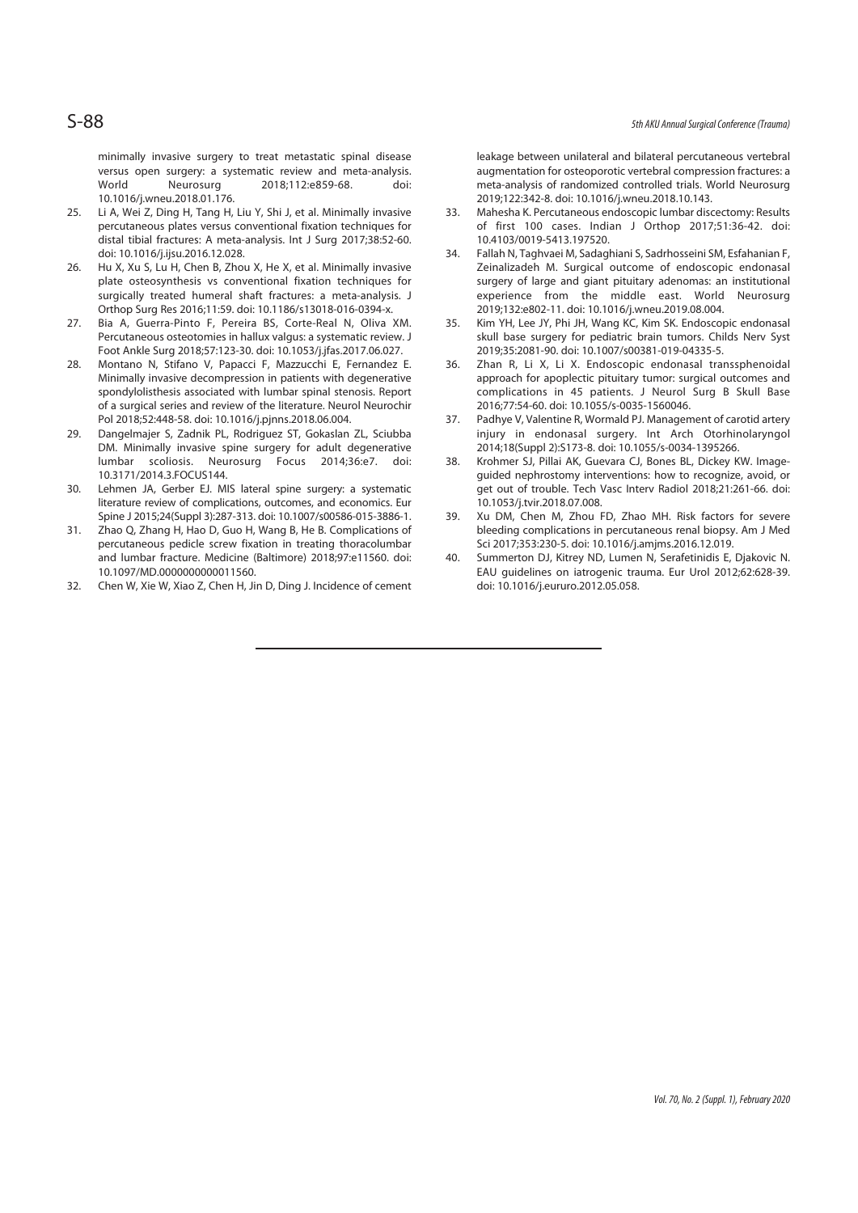minimally invasive surgery to treat metastatic spinal disease versus open surgery: a systematic review and meta-analysis. World Neurosurg 2018;112:e859-68. doi: 10.1016/j.wneu.2018.01.176.

25. Li A, Wei Z, Ding H, Tang H, Liu Y, Shi J, et al. Minimally invasive percutaneous plates versus conventional fixation techniques for distal tibial fractures: A meta-analysis. Int J Surg 2017;38:52-60. doi: 10.1016/j.ijsu.2016.12.028.
26. Hu X, Xu S, Lu H, Chen B, Zhou X, He X, et al. Minimally invasive plate osteosynthesis vs conventional fixation techniques for surgically treated humeral shaft fractures: a meta-analysis. J Orthop Surg Res 2016;11:59. doi: 10.1186/s13018-016-0394-x.
27. Bia A, Guerra-Pinto F, Pereira BS, Corte-Real N, Oliva XM. Percutaneous osteotomies in hallux valgus: a systematic review. J Foot Ankle Surg 2018;57:123-30. doi: 10.1053/j.jfas.2017.06.027.
28. Montano N, Stifano V, Papacci F, Mazzucchi E, Fernandez E. Minimally invasive decompression in patients with degenerative spondylolisthesis associated with lumbar spinal stenosis. Report of a surgical series and review of the literature. Neurol Neurochir Pol 2018;52:448-58. doi: 10.1016/j.pjnns.2018.06.004.
29. Dangelmajer S, Zadnik PL, Rodriguez ST, Gokaslan ZL, Sciubba DM. Minimally invasive spine surgery for adult degenerative lumbar scoliosis. Neurosurg Focus 2014;36:e7. doi: 10.3171/2014.3.FOCUS144.
30. Lehmen JA, Gerber EJ. MIS lateral spine surgery: a systematic literature review of complications, outcomes, and economics. Eur Spine J 2015;24(Suppl 3):287-313. doi: 10.1007/s00586-015-3886-1.
31. Zhao Q, Zhang H, Hao D, Guo H, Wang B, He B. Complications of percutaneous pedicle screw fixation in treating thoracolumbar and lumbar fracture. Medicine (Baltimore) 2018;97:e11560. doi: 10.1097/MD.0000000000011560.
32. Chen W, Xie W, Xiao Z, Chen H, Jin D, Ding J. Incidence of cement leakage between unilateral and bilateral percutaneous vertebral augmentation for osteoporotic vertebral compression fractures: a meta-analysis of randomized controlled trials. World Neurosurg 2019;122:342-8. doi: 10.1016/j.wneu.2018.10.143.
33. Mahesha K. Percutaneous endoscopic lumbar discectomy: Results of first 100 cases. Indian J Orthop 2017;51:36-42. doi: 10.4103/0019-5413.197520.
34. Fallah N, Taghvaei M, Sadaghiani S, Sadrhosseini SM, Esfahanian F, Zeinalizadeh M. Surgical outcome of endoscopic endonasal surgery of large and giant pituitary adenomas: an institutional experience from the middle east. World Neurosurg 2019;132:e802-11. doi: 10.1016/j.wneu.2019.08.004.
35. Kim YH, Lee JY, Phi JH, Wang KC, Kim SK. Endoscopic endonasal skull base surgery for pediatric brain tumors. Childs Nerv Syst 2019;35:2081-90. doi: 10.1007/s00381-019-04335-5.
36. Zhan R, Li X, Li X. Endoscopic endonasal transsphenoidal approach for apoplectic pituitary tumor: surgical outcomes and complications in 45 patients. J Neurol Surg B Skull Base 2016;77:54-60. doi: 10.1055/s-0035-1560046.
37. Padhye V, Valentine R, Wormald PJ. Management of carotid artery injury in endonasal surgery. Int Arch Otorhinolaryngol 2014;18(Suppl 2):S173-8. doi: 10.1055/s-0034-1395266.
38. Krohmer SJ, Pillai AK, Guevara CJ, Bones BL, Dickey KW. Image-guided nephrostomy interventions: how to recognize, avoid, or get out of trouble. Tech Vasc Interv Radiol 2018;21:261-66. doi: 10.1053/j.tvir.2018.07.008.
39. Xu DM, Chen M, Zhou FD, Zhao MH. Risk factors for severe bleeding complications in percutaneous renal biopsy. Am J Med Sci 2017;353:230-5. doi: 10.1016/j.amjms.2016.12.019.
40. Summerton DJ, Kitrey ND, Lumen N, Serafetinidis E, Djakovic N. EAU guidelines on iatrogenic trauma. Eur Urol 2012;62:628-39. doi: 10.1016/j.eururo.2012.05.058.